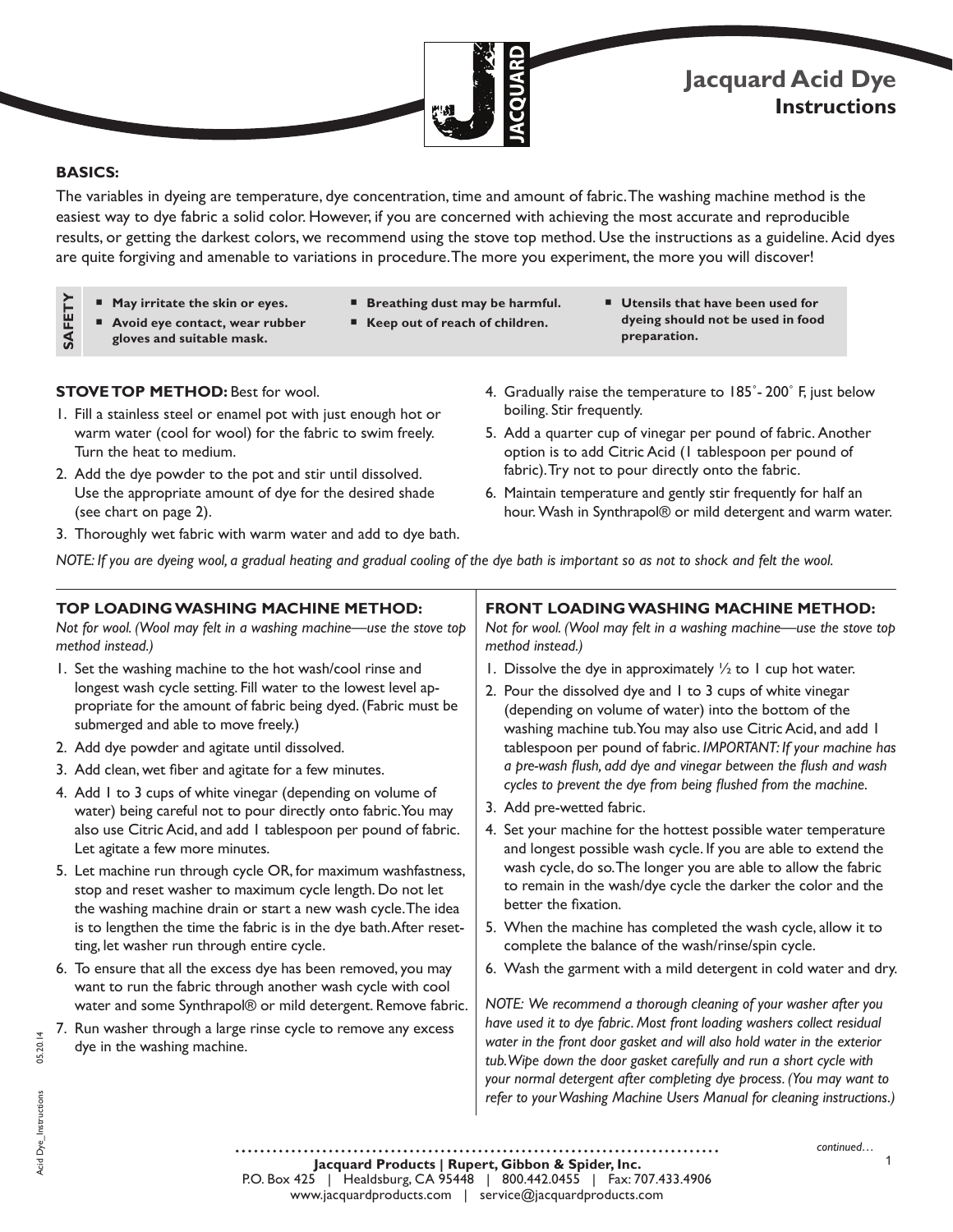# Jacquard Acid Dye
## Instructions

### BASICS:

The variables in dyeing are temperature, dye concentration, time and amount of fabric. The washing machine method is the easiest way to dye fabric a solid color. However, if you are concerned with achieving the most accurate and reproducible results, or getting the darkest colors, we recommend using the stove top method. Use the instructions as a guideline. Acid dyes are quite forgiving and amenable to variations in procedure. The more you experiment, the more you will discover!

**SAFETY**

- **May irritate the skin or eyes.**
- **Avoid eye contact, wear rubber gloves and suitable mask.**
- **Breathing dust may be harmful.**
- **Keep out of reach of children.**
- **Utensils that have been used for dyeing should not be used in food preparation.**

### STOVE TOP METHOD: Best for wool.

1. Fill a stainless steel or enamel pot with just enough hot or warm water (cool for wool) for the fabric to swim freely. Turn the heat to medium.
2. Add the dye powder to the pot and stir until dissolved. Use the appropriate amount of dye for the desired shade (see chart on page 2).
3. Thoroughly wet fabric with warm water and add to dye bath.
4. Gradually raise the temperature to 185˚- 200˚ F, just below boiling. Stir frequently.
5. Add a quarter cup of vinegar per pound of fabric. Another option is to add Citric Acid (1 tablespoon per pound of fabric). Try not to pour directly onto the fabric.
6. Maintain temperature and gently stir frequently for half an hour. Wash in Synthrapol® or mild detergent and warm water.

*NOTE: If you are dyeing wool, a gradual heating and gradual cooling of the dye bath is important so as not to shock and felt the wool.*

### TOP LOADING WASHING MACHINE METHOD:

*Not for wool. (Wool may felt in a washing machine—use the stove top method instead.)*

1. Set the washing machine to the hot wash/cool rinse and longest wash cycle setting. Fill water to the lowest level appropriate for the amount of fabric being dyed. (Fabric must be submerged and able to move freely.)
2. Add dye powder and agitate until dissolved.
3. Add clean, wet fiber and agitate for a few minutes.
4. Add 1 to 3 cups of white vinegar (depending on volume of water) being careful not to pour directly onto fabric. You may also use Citric Acid, and add 1 tablespoon per pound of fabric. Let agitate a few more minutes.
5. Let machine run through cycle OR, for maximum washfastness, stop and reset washer to maximum cycle length. Do not let the washing machine drain or start a new wash cycle. The idea is to lengthen the time the fabric is in the dye bath. After resetting, let washer run through entire cycle.
6. To ensure that all the excess dye has been removed, you may want to run the fabric through another wash cycle with cool water and some Synthrapol® or mild detergent. Remove fabric.
7. Run washer through a large rinse cycle to remove any excess dye in the washing machine.

### FRONT LOADING WASHING MACHINE METHOD:

*Not for wool. (Wool may felt in a washing machine—use the stove top method instead.)*

1. Dissolve the dye in approximately ½ to 1 cup hot water.
2. Pour the dissolved dye and 1 to 3 cups of white vinegar (depending on volume of water) into the bottom of the washing machine tub. You may also use Citric Acid, and add 1 tablespoon per pound of fabric. *IMPORTANT: If your machine has a pre-wash flush, add dye and vinegar between the flush and wash cycles to prevent the dye from being flushed from the machine.*
3. Add pre-wetted fabric.
4. Set your machine for the hottest possible water temperature and longest possible wash cycle. If you are able to extend the wash cycle, do so. The longer you are able to allow the fabric to remain in the wash/dye cycle the darker the color and the better the fixation.
5. When the machine has completed the wash cycle, allow it to complete the balance of the wash/rinse/spin cycle.
6. Wash the garment with a mild detergent in cold water and dry.

*NOTE: We recommend a thorough cleaning of your washer after you have used it to dye fabric. Most front loading washers collect residual water in the front door gasket and will also hold water in the exterior tub. Wipe down the door gasket carefully and run a short cycle with your normal detergent after completing dye process. (You may want to refer to your Washing Machine Users Manual for cleaning instructions.)*

*continued…*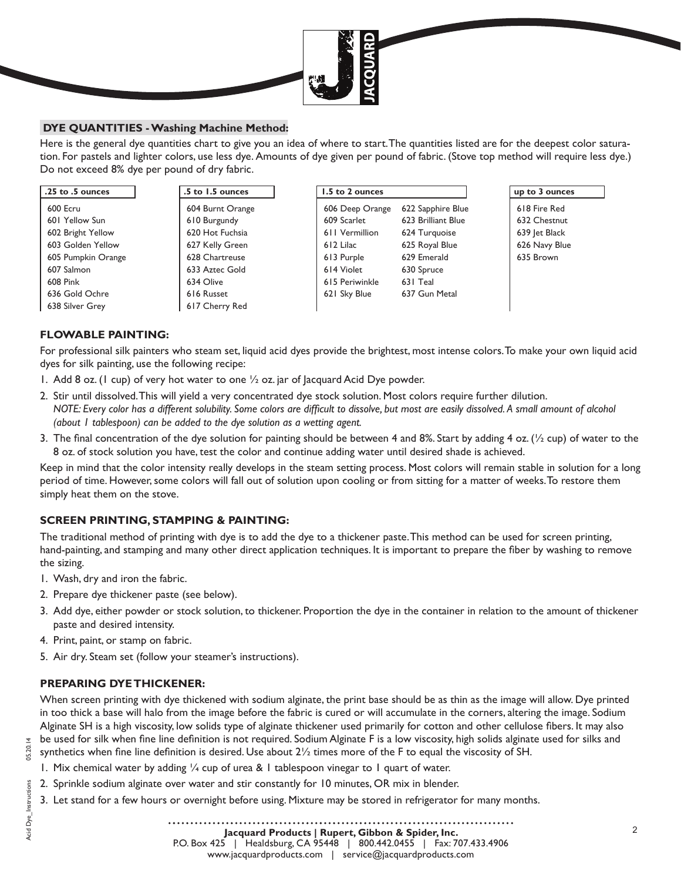## DYE QUANTITIES - Washing Machine Method:

Here is the general dye quantities chart to give you an idea of where to start. The quantities listed are for the deepest color saturation. For pastels and lighter colors, use less dye. Amounts of dye given per pound of fabric. (Stove top method will require less dye.) Do not exceed 8% dye per pound of dry fabric.

| .25 to .5 ounces | .5 to 1.5 ounces | 1.5 to 2 ounces | | up to 3 ounces |
|---|---|---|---|---|
| 600 Ecru | 604 Burnt Orange | 606 Deep Orange | 622 Sapphire Blue | 618 Fire Red |
| 601 Yellow Sun | 610 Burgundy | 609 Scarlet | 623 Brilliant Blue | 632 Chestnut |
| 602 Bright Yellow | 620 Hot Fuchsia | 611 Vermillion | 624 Turquoise | 639 Jet Black |
| 603 Golden Yellow | 627 Kelly Green | 612 Lilac | 625 Royal Blue | 626 Navy Blue |
| 605 Pumpkin Orange | 628 Chartreuse | 613 Purple | 629 Emerald | 635 Brown |
| 607 Salmon | 633 Aztec Gold | 614 Violet | 630 Spruce | |
| 608 Pink | 634 Olive | 615 Periwinkle | 631 Teal | |
| 636 Gold Ochre | 616 Russet | 621 Sky Blue | 637 Gun Metal | |
| 638 Silver Grey | 617 Cherry Red | | | |

## FLOWABLE PAINTING:

For professional silk painters who steam set, liquid acid dyes provide the brightest, most intense colors. To make your own liquid acid dyes for silk painting, use the following recipe:

1. Add 8 oz. (1 cup) of very hot water to one ½ oz. jar of Jacquard Acid Dye powder.
2. Stir until dissolved. This will yield a very concentrated dye stock solution. Most colors require further dilution.
   *NOTE: Every color has a different solubility. Some colors are difficult to dissolve, but most are easily dissolved. A small amount of alcohol (about 1 tablespoon) can be added to the dye solution as a wetting agent.*
3. The final concentration of the dye solution for painting should be between 4 and 8%. Start by adding 4 oz. (½ cup) of water to the 8 oz. of stock solution you have, test the color and continue adding water until desired shade is achieved.

Keep in mind that the color intensity really develops in the steam setting process. Most colors will remain stable in solution for a long period of time. However, some colors will fall out of solution upon cooling or from sitting for a matter of weeks. To restore them simply heat them on the stove.

## SCREEN PRINTING, STAMPING & PAINTING:

The traditional method of printing with dye is to add the dye to a thickener paste. This method can be used for screen printing, hand-painting, and stamping and many other direct application techniques. It is important to prepare the fiber by washing to remove the sizing.

1. Wash, dry and iron the fabric.
2. Prepare dye thickener paste (see below).
3. Add dye, either powder or stock solution, to thickener. Proportion the dye in the container in relation to the amount of thickener paste and desired intensity.
4. Print, paint, or stamp on fabric.
5. Air dry. Steam set (follow your steamer's instructions).

## PREPARING DYE THICKENER:

When screen printing with dye thickened with sodium alginate, the print base should be as thin as the image will allow. Dye printed in too thick a base will halo from the image before the fabric is cured or will accumulate in the corners, altering the image. Sodium Alginate SH is a high viscosity, low solids type of alginate thickener used primarily for cotton and other cellulose fibers. It may also be used for silk when fine line definition is not required. Sodium Alginate F is a low viscosity, high solids alginate used for silks and synthetics when fine line definition is desired. Use about 2½ times more of the F to equal the viscosity of SH.

1. Mix chemical water by adding ¼ cup of urea & 1 tablespoon vinegar to 1 quart of water.
2. Sprinkle sodium alginate over water and stir constantly for 10 minutes, OR mix in blender.
3. Let stand for a few hours or overnight before using. Mixture may be stored in refrigerator for many months.

**Jacquard Products | Rupert, Gibbon & Spider, Inc.**
P.O. Box 425 | Healdsburg, CA 95448 | 800.442.0455 | Fax: 707.433.4906
www.jacquardproducts.com | service@jacquardproducts.com